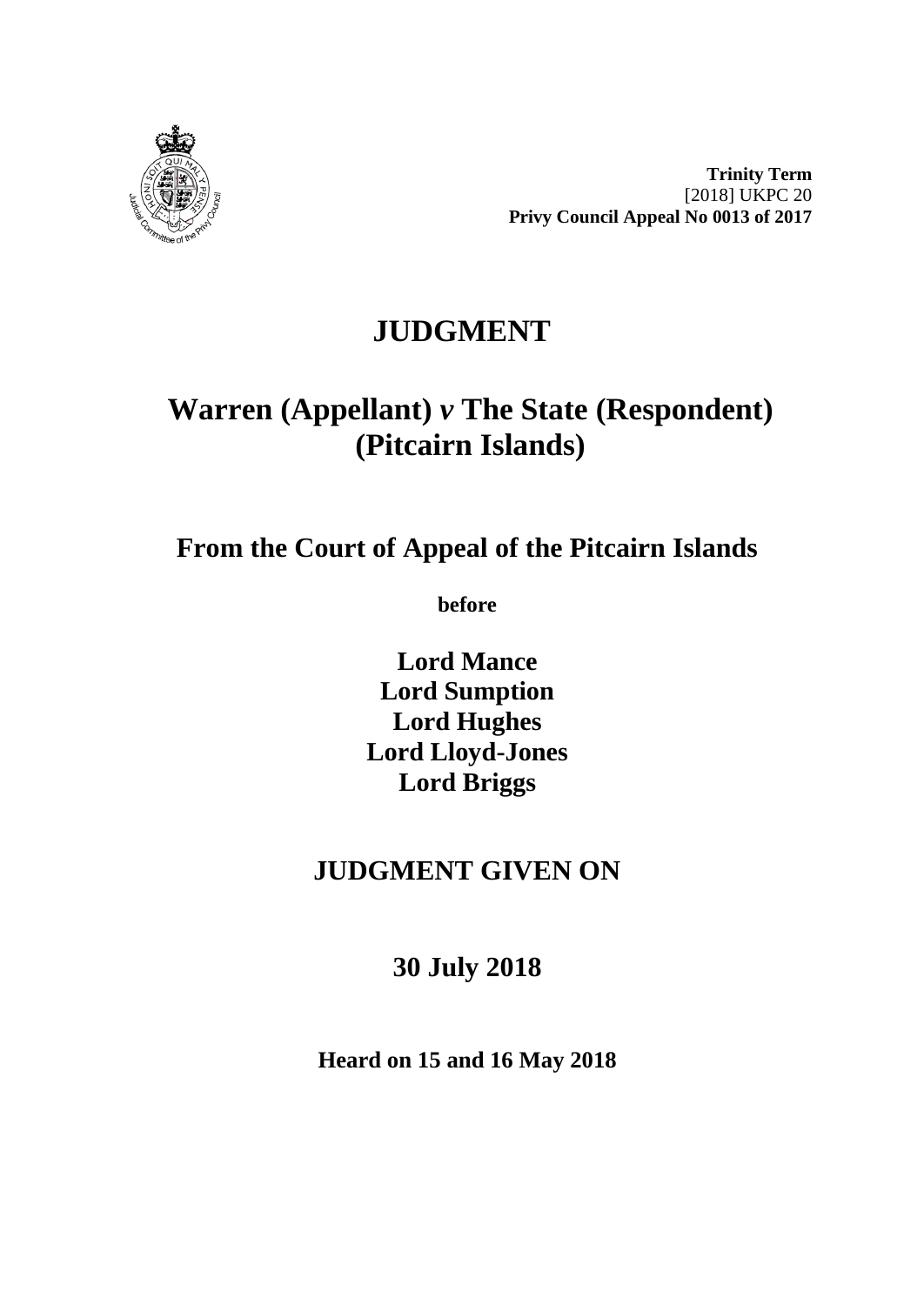**Trinity Term**
[2018] UKPC 20
**Privy Council Appeal No 0013 of 2017**

# JUDGMENT

# Warren (Appellant) *v* The State (Respondent) (Pitcairn Islands)

## From the Court of Appeal of the Pitcairn Islands

**before**

**Lord Mance**
**Lord Sumption**
**Lord Hughes**
**Lord Lloyd-Jones**
**Lord Briggs**

## JUDGMENT GIVEN ON

## 30 July 2018

**Heard on 15 and 16 May 2018**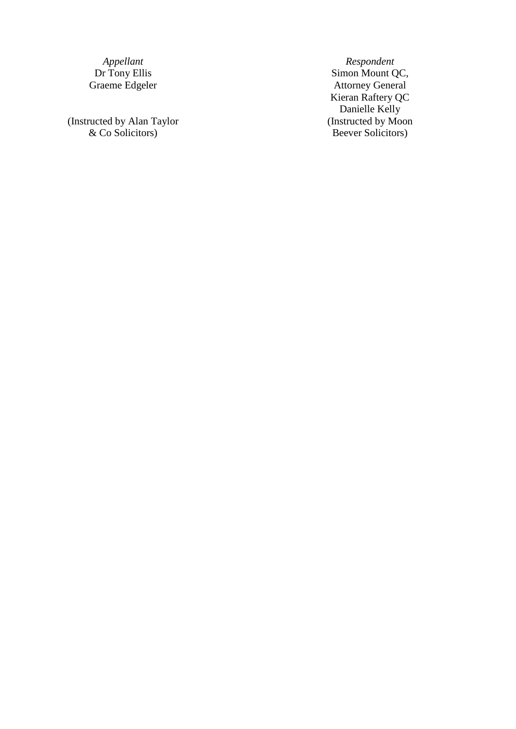| *Appellant* | *Respondent* |
| --- | --- |
| Dr Tony Ellis | Simon Mount QC, |
| Graeme Edgeler | Attorney General |
| | Kieran Raftery QC |
| | Danielle Kelly |
| (Instructed by Alan Taylor & Co Solicitors) | (Instructed by Moon Beever Solicitors) |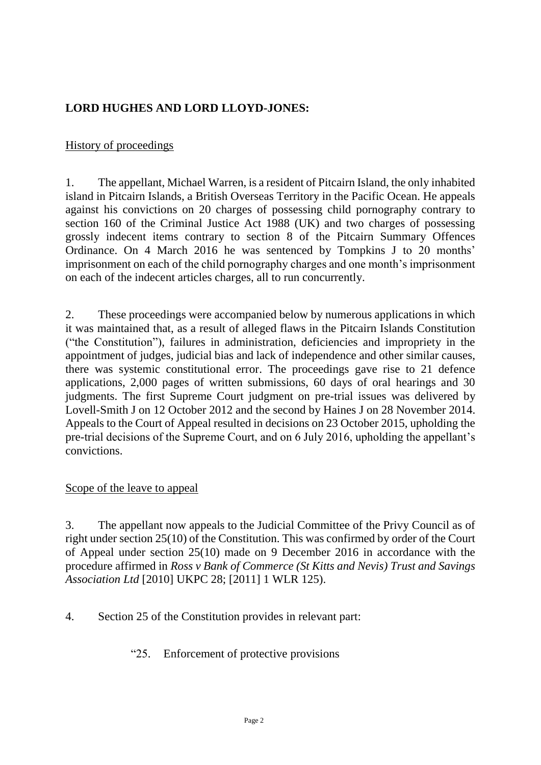**LORD HUGHES AND LORD LLOYD-JONES:**

History of proceedings

1. The appellant, Michael Warren, is a resident of Pitcairn Island, the only inhabited island in Pitcairn Islands, a British Overseas Territory in the Pacific Ocean. He appeals against his convictions on 20 charges of possessing child pornography contrary to section 160 of the Criminal Justice Act 1988 (UK) and two charges of possessing grossly indecent items contrary to section 8 of the Pitcairn Summary Offences Ordinance. On 4 March 2016 he was sentenced by Tompkins J to 20 months' imprisonment on each of the child pornography charges and one month's imprisonment on each of the indecent articles charges, all to run concurrently.

2. These proceedings were accompanied below by numerous applications in which it was maintained that, as a result of alleged flaws in the Pitcairn Islands Constitution ("the Constitution"), failures in administration, deficiencies and impropriety in the appointment of judges, judicial bias and lack of independence and other similar causes, there was systemic constitutional error. The proceedings gave rise to 21 defence applications, 2,000 pages of written submissions, 60 days of oral hearings and 30 judgments. The first Supreme Court judgment on pre-trial issues was delivered by Lovell-Smith J on 12 October 2012 and the second by Haines J on 28 November 2014. Appeals to the Court of Appeal resulted in decisions on 23 October 2015, upholding the pre-trial decisions of the Supreme Court, and on 6 July 2016, upholding the appellant's convictions.

Scope of the leave to appeal

3. The appellant now appeals to the Judicial Committee of the Privy Council as of right under section 25(10) of the Constitution. This was confirmed by order of the Court of Appeal under section 25(10) made on 9 December 2016 in accordance with the procedure affirmed in *Ross v Bank of Commerce (St Kitts and Nevis) Trust and Savings Association Ltd* [2010] UKPC 28; [2011] 1 WLR 125).

4. Section 25 of the Constitution provides in relevant part:

> "25. Enforcement of protective provisions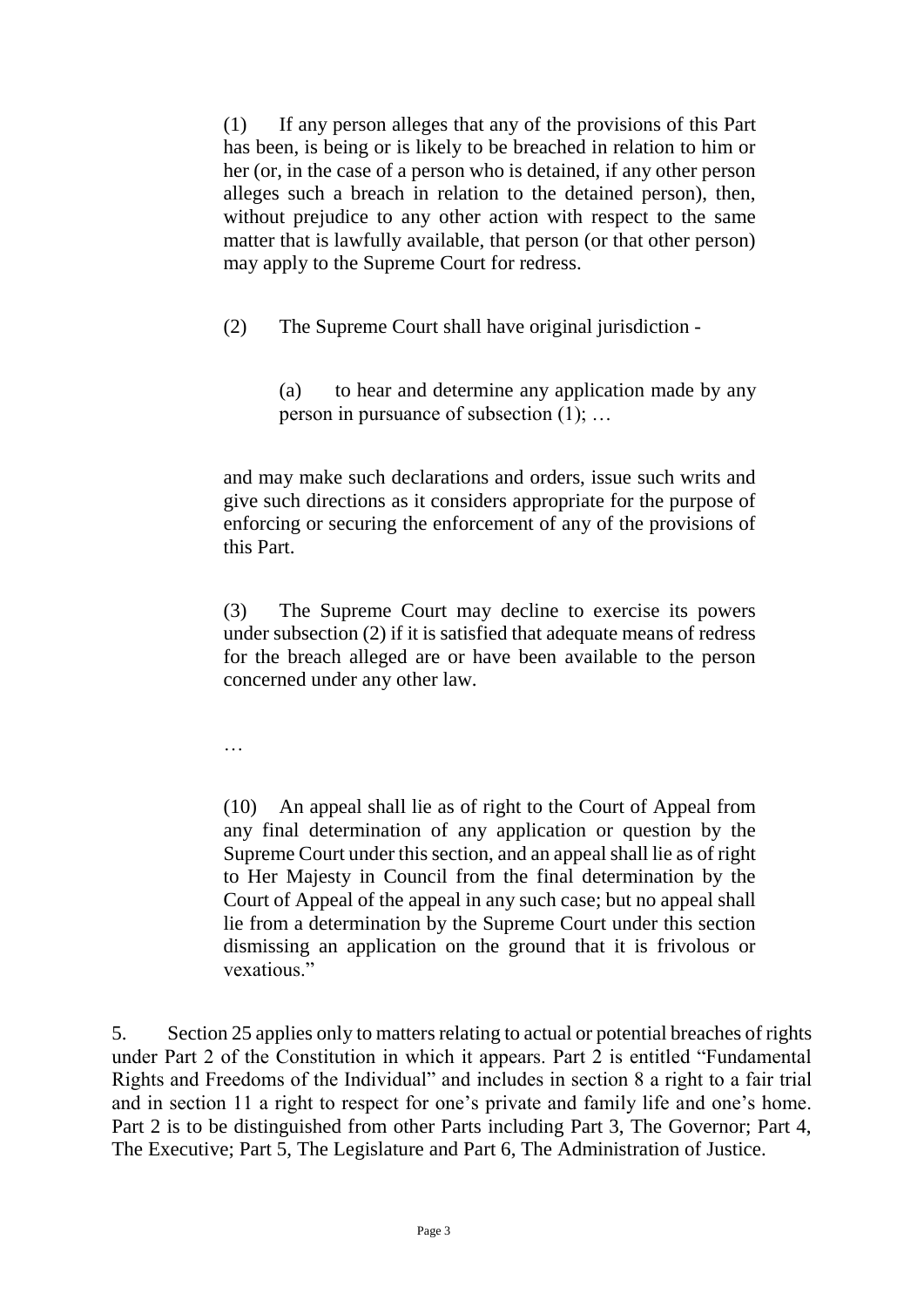> (1) If any person alleges that any of the provisions of this Part has been, is being or is likely to be breached in relation to him or her (or, in the case of a person who is detained, if any other person alleges such a breach in relation to the detained person), then, without prejudice to any other action with respect to the same matter that is lawfully available, that person (or that other person) may apply to the Supreme Court for redress.
>
> (2) The Supreme Court shall have original jurisdiction -
>
> > (a) to hear and determine any application made by any person in pursuance of subsection (1); …
>
> and may make such declarations and orders, issue such writs and give such directions as it considers appropriate for the purpose of enforcing or securing the enforcement of any of the provisions of this Part.
>
> (3) The Supreme Court may decline to exercise its powers under subsection (2) if it is satisfied that adequate means of redress for the breach alleged are or have been available to the person concerned under any other law.
>
> …
>
> (10) An appeal shall lie as of right to the Court of Appeal from any final determination of any application or question by the Supreme Court under this section, and an appeal shall lie as of right to Her Majesty in Council from the final determination by the Court of Appeal of the appeal in any such case; but no appeal shall lie from a determination by the Supreme Court under this section dismissing an application on the ground that it is frivolous or vexatious."

5. Section 25 applies only to matters relating to actual or potential breaches of rights under Part 2 of the Constitution in which it appears. Part 2 is entitled "Fundamental Rights and Freedoms of the Individual" and includes in section 8 a right to a fair trial and in section 11 a right to respect for one's private and family life and one's home. Part 2 is to be distinguished from other Parts including Part 3, The Governor; Part 4, The Executive; Part 5, The Legislature and Part 6, The Administration of Justice.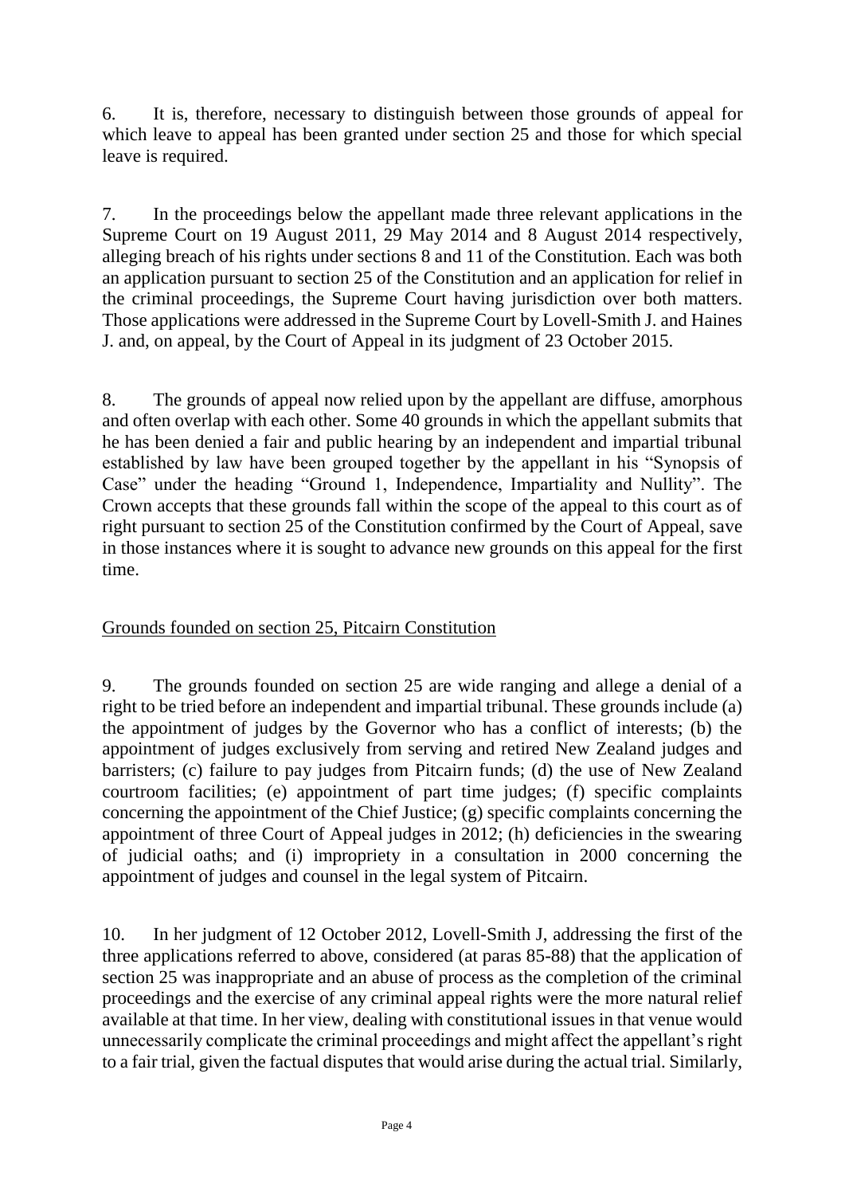6. It is, therefore, necessary to distinguish between those grounds of appeal for which leave to appeal has been granted under section 25 and those for which special leave is required.

7. In the proceedings below the appellant made three relevant applications in the Supreme Court on 19 August 2011, 29 May 2014 and 8 August 2014 respectively, alleging breach of his rights under sections 8 and 11 of the Constitution. Each was both an application pursuant to section 25 of the Constitution and an application for relief in the criminal proceedings, the Supreme Court having jurisdiction over both matters. Those applications were addressed in the Supreme Court by Lovell-Smith J. and Haines J. and, on appeal, by the Court of Appeal in its judgment of 23 October 2015.

8. The grounds of appeal now relied upon by the appellant are diffuse, amorphous and often overlap with each other. Some 40 grounds in which the appellant submits that he has been denied a fair and public hearing by an independent and impartial tribunal established by law have been grouped together by the appellant in his "Synopsis of Case" under the heading "Ground 1, Independence, Impartiality and Nullity". The Crown accepts that these grounds fall within the scope of the appeal to this court as of right pursuant to section 25 of the Constitution confirmed by the Court of Appeal, save in those instances where it is sought to advance new grounds on this appeal for the first time.

## Grounds founded on section 25, Pitcairn Constitution

9. The grounds founded on section 25 are wide ranging and allege a denial of a right to be tried before an independent and impartial tribunal. These grounds include (a) the appointment of judges by the Governor who has a conflict of interests; (b) the appointment of judges exclusively from serving and retired New Zealand judges and barristers; (c) failure to pay judges from Pitcairn funds; (d) the use of New Zealand courtroom facilities; (e) appointment of part time judges; (f) specific complaints concerning the appointment of the Chief Justice; (g) specific complaints concerning the appointment of three Court of Appeal judges in 2012; (h) deficiencies in the swearing of judicial oaths; and (i) impropriety in a consultation in 2000 concerning the appointment of judges and counsel in the legal system of Pitcairn.

10. In her judgment of 12 October 2012, Lovell-Smith J, addressing the first of the three applications referred to above, considered (at paras 85-88) that the application of section 25 was inappropriate and an abuse of process as the completion of the criminal proceedings and the exercise of any criminal appeal rights were the more natural relief available at that time. In her view, dealing with constitutional issues in that venue would unnecessarily complicate the criminal proceedings and might affect the appellant's right to a fair trial, given the factual disputes that would arise during the actual trial. Similarly,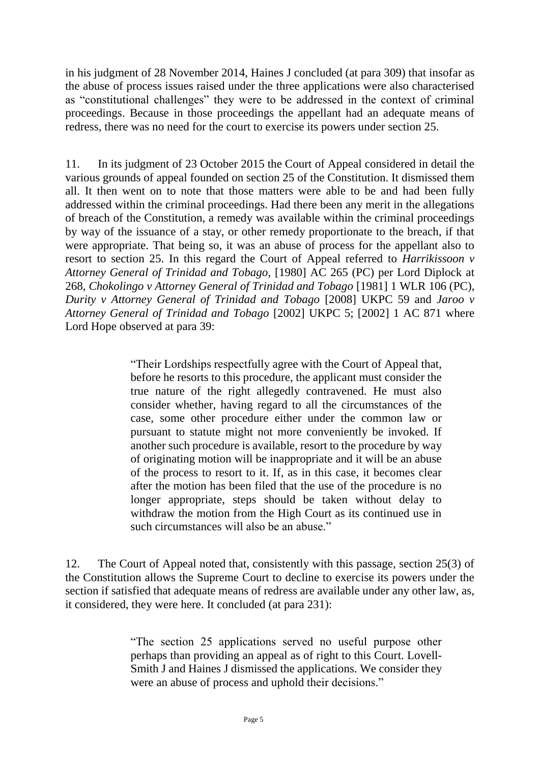in his judgment of 28 November 2014, Haines J concluded (at para 309) that insofar as the abuse of process issues raised under the three applications were also characterised as "constitutional challenges" they were to be addressed in the context of criminal proceedings. Because in those proceedings the appellant had an adequate means of redress, there was no need for the court to exercise its powers under section 25.

11. In its judgment of 23 October 2015 the Court of Appeal considered in detail the various grounds of appeal founded on section 25 of the Constitution. It dismissed them all. It then went on to note that those matters were able to be and had been fully addressed within the criminal proceedings. Had there been any merit in the allegations of breach of the Constitution, a remedy was available within the criminal proceedings by way of the issuance of a stay, or other remedy proportionate to the breach, if that were appropriate. That being so, it was an abuse of process for the appellant also to resort to section 25. In this regard the Court of Appeal referred to *Harrikissoon v Attorney General of Trinidad and Tobago*, [1980] AC 265 (PC) per Lord Diplock at 268, *Chokolingo v Attorney General of Trinidad and Tobago* [1981] 1 WLR 106 (PC), *Durity v Attorney General of Trinidad and Tobago* [2008] UKPC 59 and *Jaroo v Attorney General of Trinidad and Tobago* [2002] UKPC 5; [2002] 1 AC 871 where Lord Hope observed at para 39:

> "Their Lordships respectfully agree with the Court of Appeal that, before he resorts to this procedure, the applicant must consider the true nature of the right allegedly contravened. He must also consider whether, having regard to all the circumstances of the case, some other procedure either under the common law or pursuant to statute might not more conveniently be invoked. If another such procedure is available, resort to the procedure by way of originating motion will be inappropriate and it will be an abuse of the process to resort to it. If, as in this case, it becomes clear after the motion has been filed that the use of the procedure is no longer appropriate, steps should be taken without delay to withdraw the motion from the High Court as its continued use in such circumstances will also be an abuse."

12. The Court of Appeal noted that, consistently with this passage, section 25(3) of the Constitution allows the Supreme Court to decline to exercise its powers under the section if satisfied that adequate means of redress are available under any other law, as, it considered, they were here. It concluded (at para 231):

> "The section 25 applications served no useful purpose other perhaps than providing an appeal as of right to this Court. Lovell-Smith J and Haines J dismissed the applications. We consider they were an abuse of process and uphold their decisions."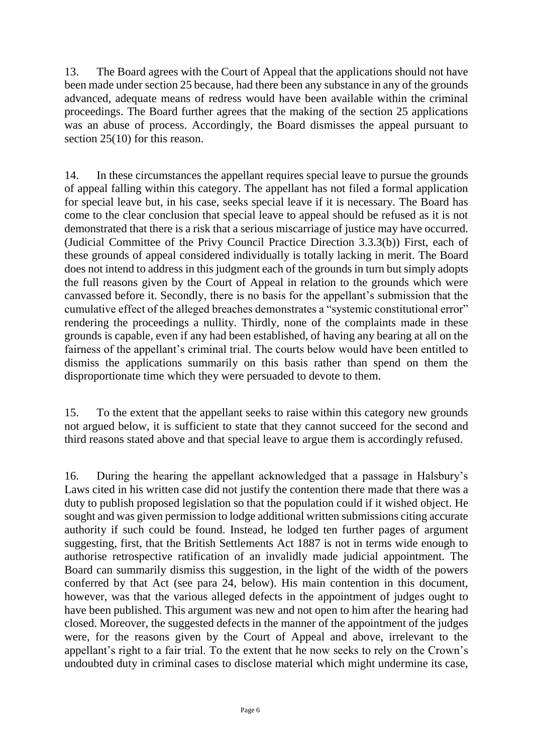13. The Board agrees with the Court of Appeal that the applications should not have been made under section 25 because, had there been any substance in any of the grounds advanced, adequate means of redress would have been available within the criminal proceedings. The Board further agrees that the making of the section 25 applications was an abuse of process. Accordingly, the Board dismisses the appeal pursuant to section 25(10) for this reason.

14. In these circumstances the appellant requires special leave to pursue the grounds of appeal falling within this category. The appellant has not filed a formal application for special leave but, in his case, seeks special leave if it is necessary. The Board has come to the clear conclusion that special leave to appeal should be refused as it is not demonstrated that there is a risk that a serious miscarriage of justice may have occurred. (Judicial Committee of the Privy Council Practice Direction 3.3.3(b)) First, each of these grounds of appeal considered individually is totally lacking in merit. The Board does not intend to address in this judgment each of the grounds in turn but simply adopts the full reasons given by the Court of Appeal in relation to the grounds which were canvassed before it. Secondly, there is no basis for the appellant's submission that the cumulative effect of the alleged breaches demonstrates a "systemic constitutional error" rendering the proceedings a nullity. Thirdly, none of the complaints made in these grounds is capable, even if any had been established, of having any bearing at all on the fairness of the appellant's criminal trial. The courts below would have been entitled to dismiss the applications summarily on this basis rather than spend on them the disproportionate time which they were persuaded to devote to them.

15. To the extent that the appellant seeks to raise within this category new grounds not argued below, it is sufficient to state that they cannot succeed for the second and third reasons stated above and that special leave to argue them is accordingly refused.

16. During the hearing the appellant acknowledged that a passage in Halsbury's Laws cited in his written case did not justify the contention there made that there was a duty to publish proposed legislation so that the population could if it wished object. He sought and was given permission to lodge additional written submissions citing accurate authority if such could be found. Instead, he lodged ten further pages of argument suggesting, first, that the British Settlements Act 1887 is not in terms wide enough to authorise retrospective ratification of an invalidly made judicial appointment. The Board can summarily dismiss this suggestion, in the light of the width of the powers conferred by that Act (see para 24, below). His main contention in this document, however, was that the various alleged defects in the appointment of judges ought to have been published. This argument was new and not open to him after the hearing had closed. Moreover, the suggested defects in the manner of the appointment of the judges were, for the reasons given by the Court of Appeal and above, irrelevant to the appellant's right to a fair trial. To the extent that he now seeks to rely on the Crown's undoubted duty in criminal cases to disclose material which might undermine its case,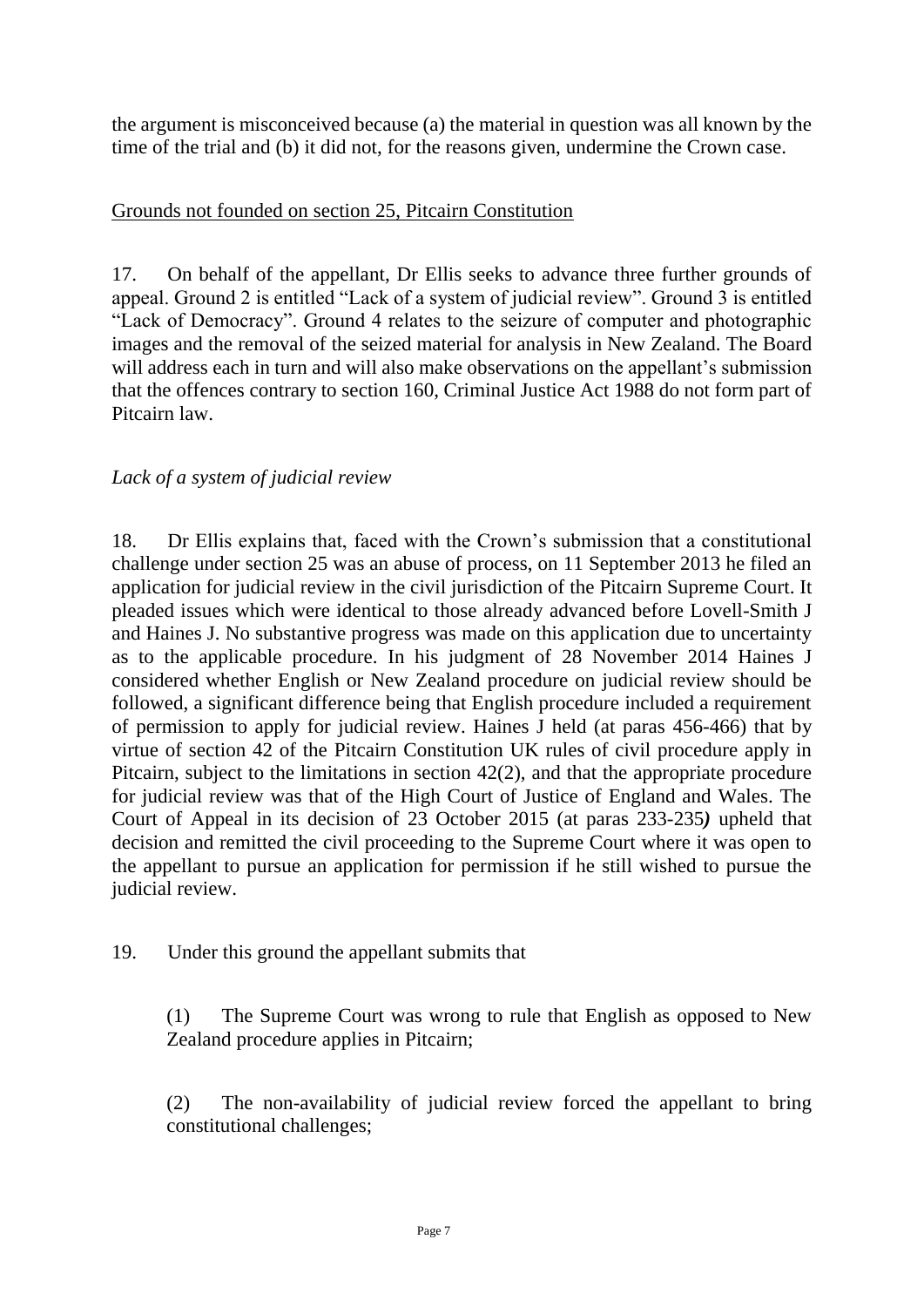the argument is misconceived because (a) the material in question was all known by the time of the trial and (b) it did not, for the reasons given, undermine the Crown case.

Grounds not founded on section 25, Pitcairn Constitution

17. On behalf of the appellant, Dr Ellis seeks to advance three further grounds of appeal. Ground 2 is entitled "Lack of a system of judicial review". Ground 3 is entitled "Lack of Democracy". Ground 4 relates to the seizure of computer and photographic images and the removal of the seized material for analysis in New Zealand. The Board will address each in turn and will also make observations on the appellant's submission that the offences contrary to section 160, Criminal Justice Act 1988 do not form part of Pitcairn law.

*Lack of a system of judicial review*

18. Dr Ellis explains that, faced with the Crown's submission that a constitutional challenge under section 25 was an abuse of process, on 11 September 2013 he filed an application for judicial review in the civil jurisdiction of the Pitcairn Supreme Court. It pleaded issues which were identical to those already advanced before Lovell-Smith J and Haines J. No substantive progress was made on this application due to uncertainty as to the applicable procedure. In his judgment of 28 November 2014 Haines J considered whether English or New Zealand procedure on judicial review should be followed, a significant difference being that English procedure included a requirement of permission to apply for judicial review. Haines J held (at paras 456-466) that by virtue of section 42 of the Pitcairn Constitution UK rules of civil procedure apply in Pitcairn, subject to the limitations in section 42(2), and that the appropriate procedure for judicial review was that of the High Court of Justice of England and Wales. The Court of Appeal in its decision of 23 October 2015 (at paras 233-235*)* upheld that decision and remitted the civil proceeding to the Supreme Court where it was open to the appellant to pursue an application for permission if he still wished to pursue the judicial review.

19. Under this ground the appellant submits that

(1) The Supreme Court was wrong to rule that English as opposed to New Zealand procedure applies in Pitcairn;

(2) The non-availability of judicial review forced the appellant to bring constitutional challenges;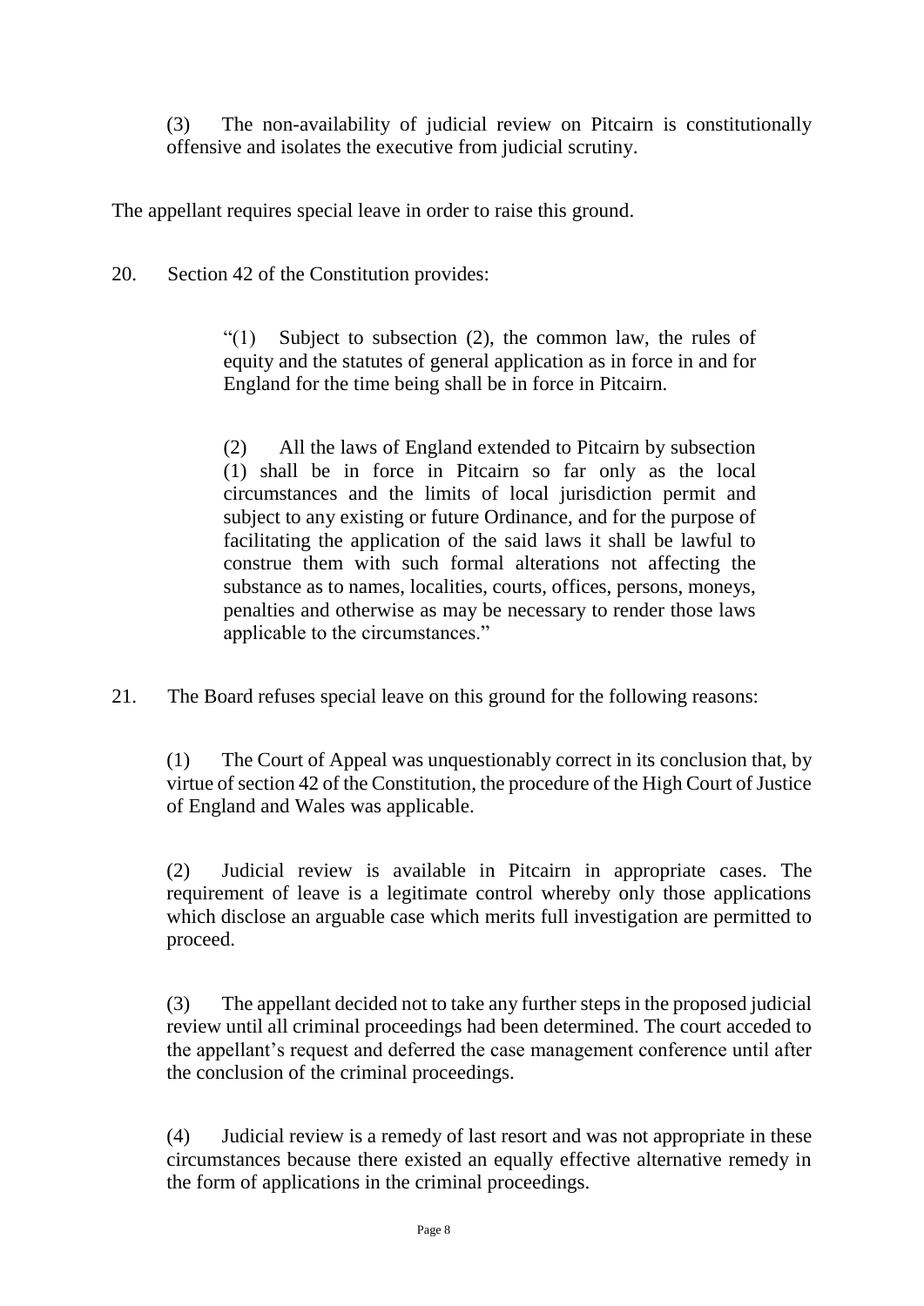(3) The non-availability of judicial review on Pitcairn is constitutionally offensive and isolates the executive from judicial scrutiny.

The appellant requires special leave in order to raise this ground.

20. Section 42 of the Constitution provides:

> "(1) Subject to subsection (2), the common law, the rules of equity and the statutes of general application as in force in and for England for the time being shall be in force in Pitcairn.
>
> (2) All the laws of England extended to Pitcairn by subsection (1) shall be in force in Pitcairn so far only as the local circumstances and the limits of local jurisdiction permit and subject to any existing or future Ordinance, and for the purpose of facilitating the application of the said laws it shall be lawful to construe them with such formal alterations not affecting the substance as to names, localities, courts, offices, persons, moneys, penalties and otherwise as may be necessary to render those laws applicable to the circumstances."

21. The Board refuses special leave on this ground for the following reasons:

(1) The Court of Appeal was unquestionably correct in its conclusion that, by virtue of section 42 of the Constitution, the procedure of the High Court of Justice of England and Wales was applicable.

(2) Judicial review is available in Pitcairn in appropriate cases. The requirement of leave is a legitimate control whereby only those applications which disclose an arguable case which merits full investigation are permitted to proceed.

(3) The appellant decided not to take any further steps in the proposed judicial review until all criminal proceedings had been determined. The court acceded to the appellant's request and deferred the case management conference until after the conclusion of the criminal proceedings.

(4) Judicial review is a remedy of last resort and was not appropriate in these circumstances because there existed an equally effective alternative remedy in the form of applications in the criminal proceedings.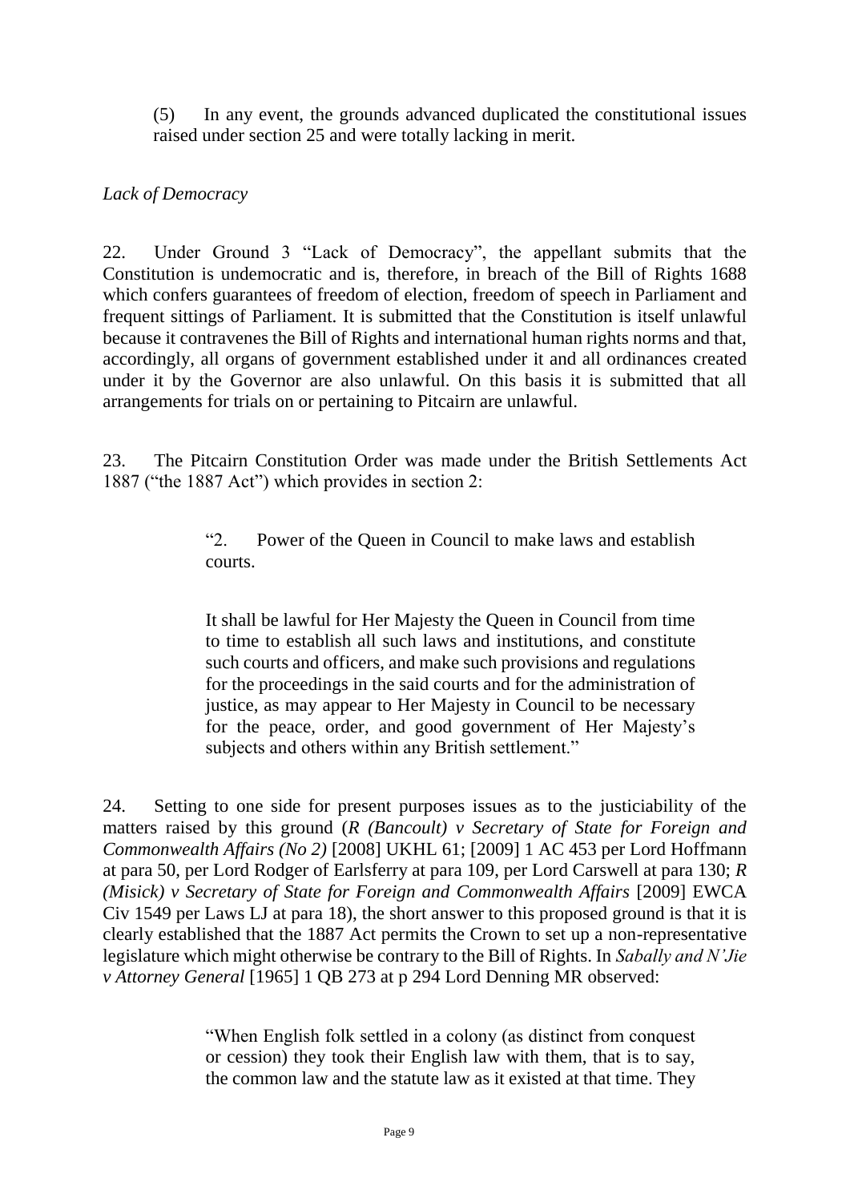(5) In any event, the grounds advanced duplicated the constitutional issues raised under section 25 and were totally lacking in merit.

*Lack of Democracy*

22. Under Ground 3 "Lack of Democracy", the appellant submits that the Constitution is undemocratic and is, therefore, in breach of the Bill of Rights 1688 which confers guarantees of freedom of election, freedom of speech in Parliament and frequent sittings of Parliament. It is submitted that the Constitution is itself unlawful because it contravenes the Bill of Rights and international human rights norms and that, accordingly, all organs of government established under it and all ordinances created under it by the Governor are also unlawful. On this basis it is submitted that all arrangements for trials on or pertaining to Pitcairn are unlawful.

23. The Pitcairn Constitution Order was made under the British Settlements Act 1887 ("the 1887 Act") which provides in section 2:

> "2. Power of the Queen in Council to make laws and establish courts.
>
> It shall be lawful for Her Majesty the Queen in Council from time to time to establish all such laws and institutions, and constitute such courts and officers, and make such provisions and regulations for the proceedings in the said courts and for the administration of justice, as may appear to Her Majesty in Council to be necessary for the peace, order, and good government of Her Majesty's subjects and others within any British settlement."

24. Setting to one side for present purposes issues as to the justiciability of the matters raised by this ground (*R (Bancoult) v Secretary of State for Foreign and Commonwealth Affairs (No 2)* [2008] UKHL 61; [2009] 1 AC 453 per Lord Hoffmann at para 50, per Lord Rodger of Earlsferry at para 109, per Lord Carswell at para 130; *R (Misick) v Secretary of State for Foreign and Commonwealth Affairs* [2009] EWCA Civ 1549 per Laws LJ at para 18), the short answer to this proposed ground is that it is clearly established that the 1887 Act permits the Crown to set up a non-representative legislature which might otherwise be contrary to the Bill of Rights. In *Sabally and N'Jie v Attorney General* [1965] 1 QB 273 at p 294 Lord Denning MR observed:

> "When English folk settled in a colony (as distinct from conquest or cession) they took their English law with them, that is to say, the common law and the statute law as it existed at that time. They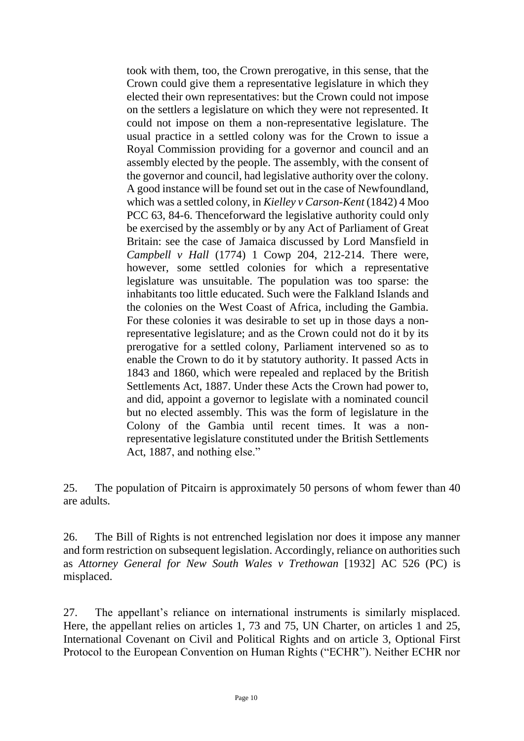> took with them, too, the Crown prerogative, in this sense, that the Crown could give them a representative legislature in which they elected their own representatives: but the Crown could not impose on the settlers a legislature on which they were not represented. It could not impose on them a non-representative legislature. The usual practice in a settled colony was for the Crown to issue a Royal Commission providing for a governor and council and an assembly elected by the people. The assembly, with the consent of the governor and council, had legislative authority over the colony. A good instance will be found set out in the case of Newfoundland, which was a settled colony, in *Kielley v Carson-Kent* (1842) 4 Moo PCC 63, 84-6. Thenceforward the legislative authority could only be exercised by the assembly or by any Act of Parliament of Great Britain: see the case of Jamaica discussed by Lord Mansfield in *Campbell v Hall* (1774) 1 Cowp 204, 212-214. There were, however, some settled colonies for which a representative legislature was unsuitable. The population was too sparse: the inhabitants too little educated. Such were the Falkland Islands and the colonies on the West Coast of Africa, including the Gambia. For these colonies it was desirable to set up in those days a non-representative legislature; and as the Crown could not do it by its prerogative for a settled colony, Parliament intervened so as to enable the Crown to do it by statutory authority. It passed Acts in 1843 and 1860, which were repealed and replaced by the British Settlements Act, 1887. Under these Acts the Crown had power to, and did, appoint a governor to legislate with a nominated council but no elected assembly. This was the form of legislature in the Colony of the Gambia until recent times. It was a non-representative legislature constituted under the British Settlements Act, 1887, and nothing else."

25. The population of Pitcairn is approximately 50 persons of whom fewer than 40 are adults.

26. The Bill of Rights is not entrenched legislation nor does it impose any manner and form restriction on subsequent legislation. Accordingly, reliance on authorities such as *Attorney General for New South Wales v Trethowan* [1932] AC 526 (PC) is misplaced.

27. The appellant's reliance on international instruments is similarly misplaced. Here, the appellant relies on articles 1, 73 and 75, UN Charter, on articles 1 and 25, International Covenant on Civil and Political Rights and on article 3, Optional First Protocol to the European Convention on Human Rights ("ECHR"). Neither ECHR nor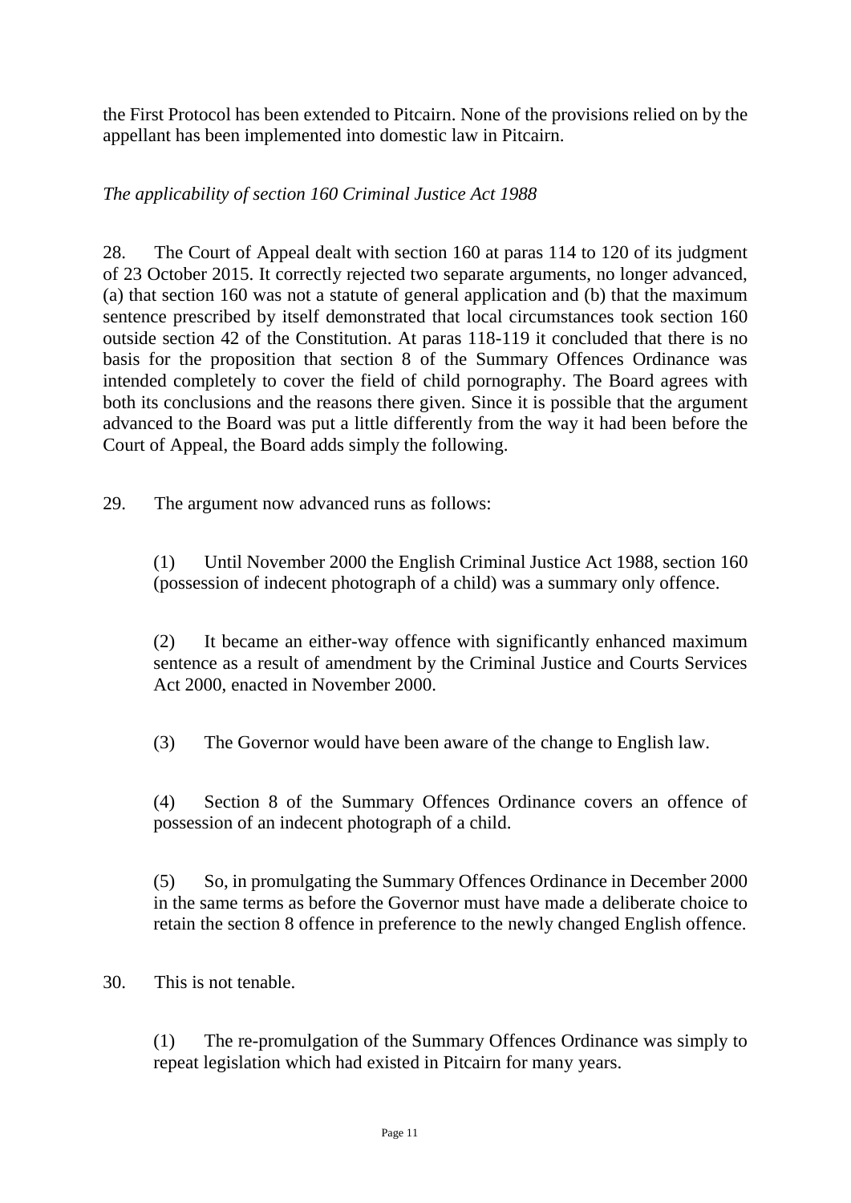the First Protocol has been extended to Pitcairn. None of the provisions relied on by the appellant has been implemented into domestic law in Pitcairn.

*The applicability of section 160 Criminal Justice Act 1988*

28. The Court of Appeal dealt with section 160 at paras 114 to 120 of its judgment of 23 October 2015. It correctly rejected two separate arguments, no longer advanced, (a) that section 160 was not a statute of general application and (b) that the maximum sentence prescribed by itself demonstrated that local circumstances took section 160 outside section 42 of the Constitution. At paras 118-119 it concluded that there is no basis for the proposition that section 8 of the Summary Offences Ordinance was intended completely to cover the field of child pornography. The Board agrees with both its conclusions and the reasons there given. Since it is possible that the argument advanced to the Board was put a little differently from the way it had been before the Court of Appeal, the Board adds simply the following.

29. The argument now advanced runs as follows:

(1) Until November 2000 the English Criminal Justice Act 1988, section 160 (possession of indecent photograph of a child) was a summary only offence.

(2) It became an either-way offence with significantly enhanced maximum sentence as a result of amendment by the Criminal Justice and Courts Services Act 2000, enacted in November 2000.

(3) The Governor would have been aware of the change to English law.

(4) Section 8 of the Summary Offences Ordinance covers an offence of possession of an indecent photograph of a child.

(5) So, in promulgating the Summary Offences Ordinance in December 2000 in the same terms as before the Governor must have made a deliberate choice to retain the section 8 offence in preference to the newly changed English offence.

30. This is not tenable.

(1) The re-promulgation of the Summary Offences Ordinance was simply to repeat legislation which had existed in Pitcairn for many years.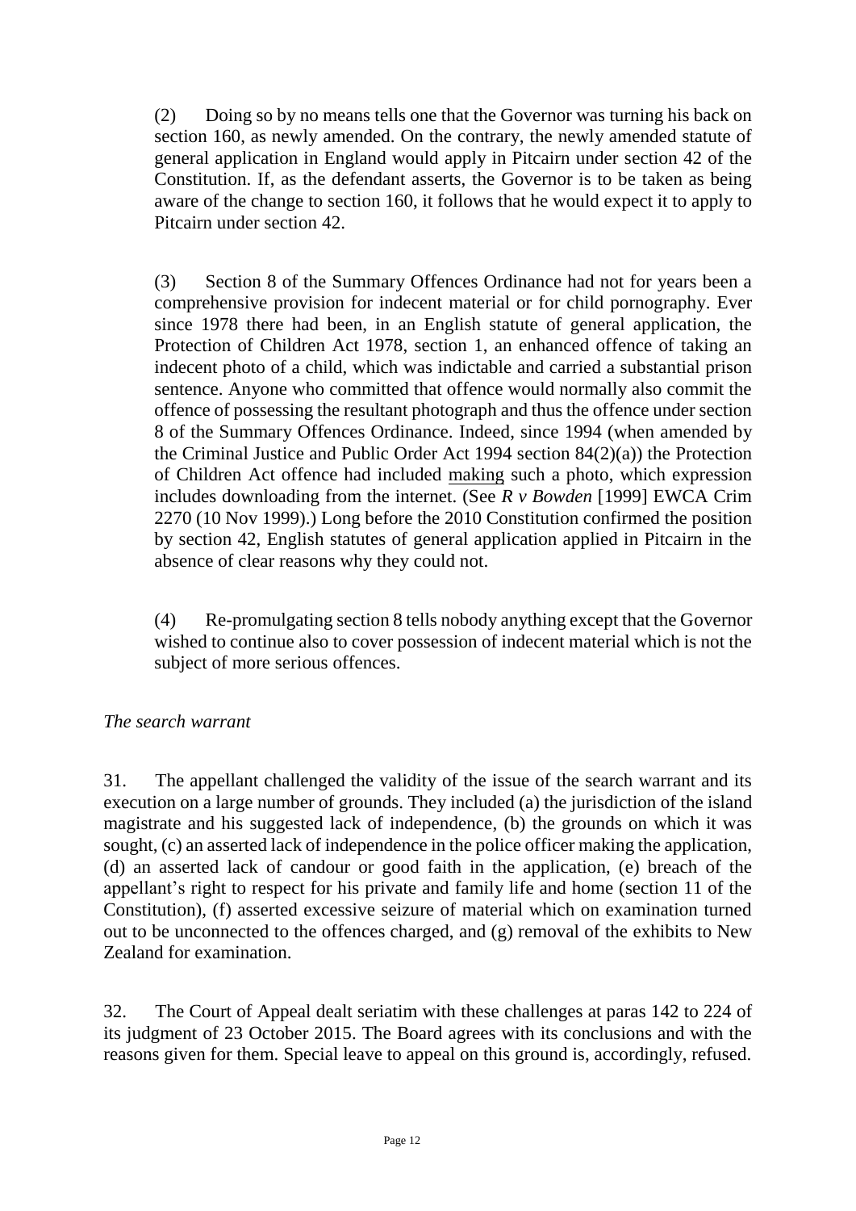(2) Doing so by no means tells one that the Governor was turning his back on section 160, as newly amended. On the contrary, the newly amended statute of general application in England would apply in Pitcairn under section 42 of the Constitution. If, as the defendant asserts, the Governor is to be taken as being aware of the change to section 160, it follows that he would expect it to apply to Pitcairn under section 42.

(3) Section 8 of the Summary Offences Ordinance had not for years been a comprehensive provision for indecent material or for child pornography. Ever since 1978 there had been, in an English statute of general application, the Protection of Children Act 1978, section 1, an enhanced offence of taking an indecent photo of a child, which was indictable and carried a substantial prison sentence. Anyone who committed that offence would normally also commit the offence of possessing the resultant photograph and thus the offence under section 8 of the Summary Offences Ordinance. Indeed, since 1994 (when amended by the Criminal Justice and Public Order Act 1994 section 84(2)(a)) the Protection of Children Act offence had included <u>making</u> such a photo, which expression includes downloading from the internet. (See *R v Bowden* [1999] EWCA Crim 2270 (10 Nov 1999).) Long before the 2010 Constitution confirmed the position by section 42, English statutes of general application applied in Pitcairn in the absence of clear reasons why they could not.

(4) Re-promulgating section 8 tells nobody anything except that the Governor wished to continue also to cover possession of indecent material which is not the subject of more serious offences.

*The search warrant*

31. The appellant challenged the validity of the issue of the search warrant and its execution on a large number of grounds. They included (a) the jurisdiction of the island magistrate and his suggested lack of independence, (b) the grounds on which it was sought, (c) an asserted lack of independence in the police officer making the application, (d) an asserted lack of candour or good faith in the application, (e) breach of the appellant's right to respect for his private and family life and home (section 11 of the Constitution), (f) asserted excessive seizure of material which on examination turned out to be unconnected to the offences charged, and (g) removal of the exhibits to New Zealand for examination.

32. The Court of Appeal dealt seriatim with these challenges at paras 142 to 224 of its judgment of 23 October 2015. The Board agrees with its conclusions and with the reasons given for them. Special leave to appeal on this ground is, accordingly, refused.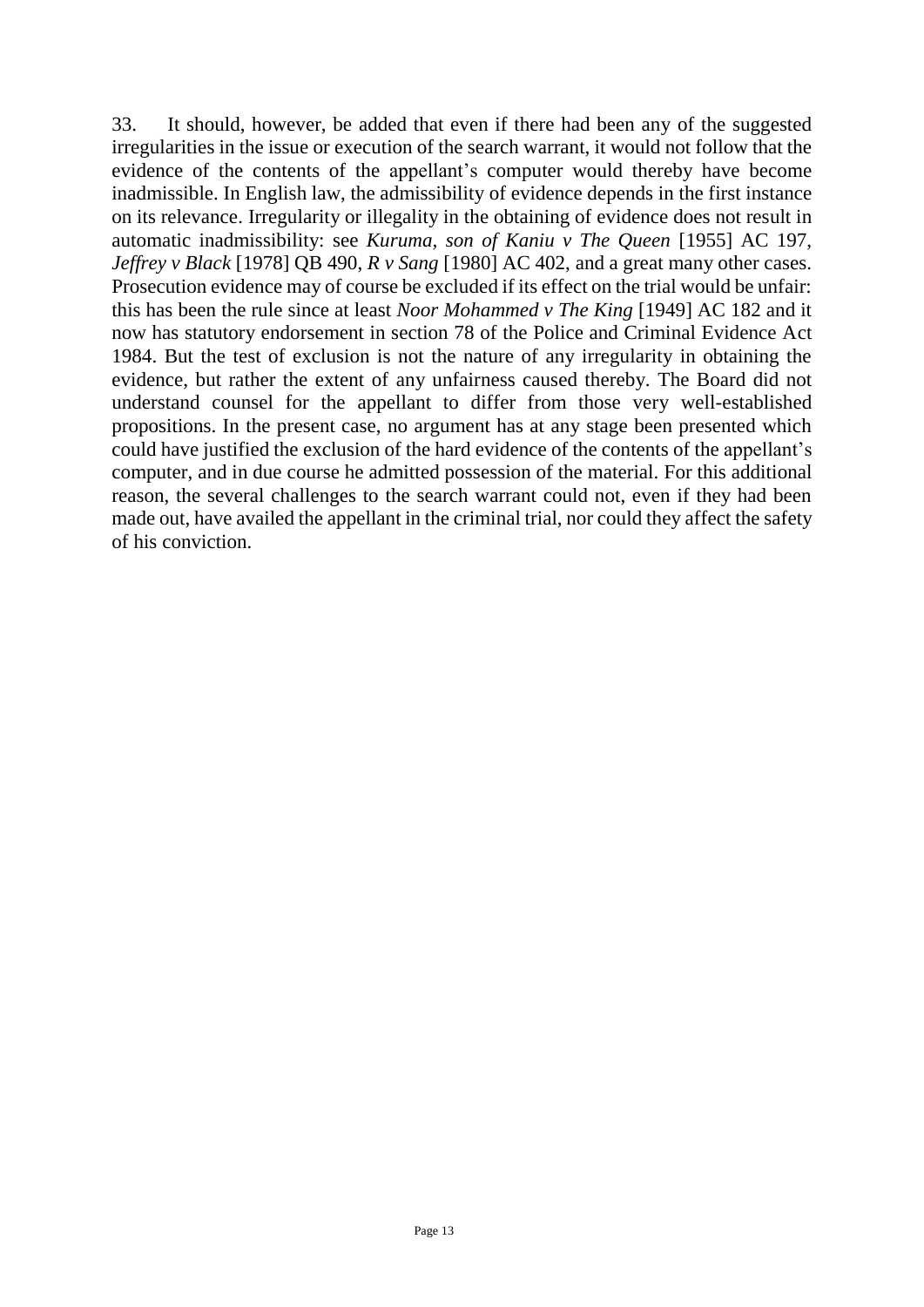33. It should, however, be added that even if there had been any of the suggested irregularities in the issue or execution of the search warrant, it would not follow that the evidence of the contents of the appellant's computer would thereby have become inadmissible. In English law, the admissibility of evidence depends in the first instance on its relevance. Irregularity or illegality in the obtaining of evidence does not result in automatic inadmissibility: see *Kuruma, son of Kaniu v The Queen* [1955] AC 197, *Jeffrey v Black* [1978] QB 490, *R v Sang* [1980] AC 402, and a great many other cases. Prosecution evidence may of course be excluded if its effect on the trial would be unfair: this has been the rule since at least *Noor Mohammed v The King* [1949] AC 182 and it now has statutory endorsement in section 78 of the Police and Criminal Evidence Act 1984. But the test of exclusion is not the nature of any irregularity in obtaining the evidence, but rather the extent of any unfairness caused thereby. The Board did not understand counsel for the appellant to differ from those very well-established propositions. In the present case, no argument has at any stage been presented which could have justified the exclusion of the hard evidence of the contents of the appellant's computer, and in due course he admitted possession of the material. For this additional reason, the several challenges to the search warrant could not, even if they had been made out, have availed the appellant in the criminal trial, nor could they affect the safety of his conviction.